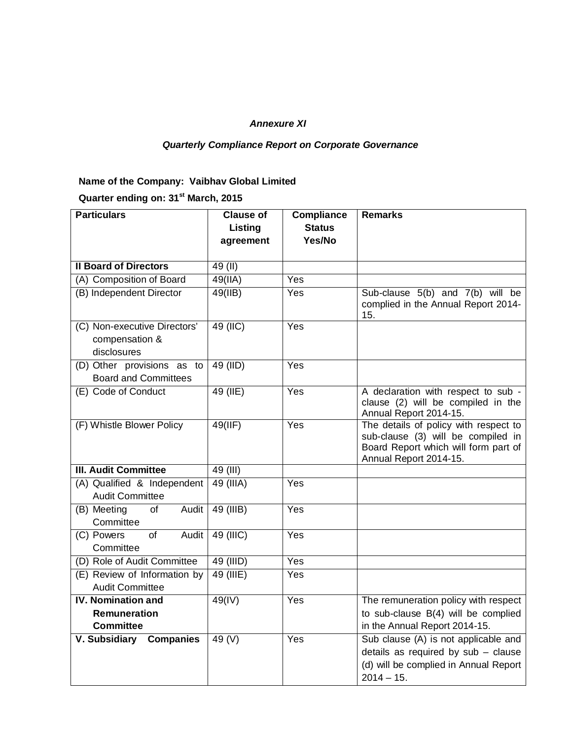*Annexure XI*

***Quarterly Compliance Report on Corporate Governance***

**Name of the Company: Vaibhav Global Limited**

**Quarter ending on: 31st March, 2015**

| Particulars | Clause of Listing agreement | Compliance Status Yes/No | Remarks |
|---|---|---|---|
| **II Board of Directors** | 49 (II) | | |
| (A) Composition of Board | 49(IIA) | Yes | |
| (B) Independent Director | 49(IIB) | Yes | Sub-clause 5(b) and 7(b) will be complied in the Annual Report 2014-15. |
| (C) Non-executive Directors' compensation & disclosures | 49 (IIC) | Yes | |
| (D) Other provisions as to Board and Committees | 49 (IID) | Yes | |
| (E) Code of Conduct | 49 (IIE) | Yes | A declaration with respect to sub - clause (2) will be compiled in the Annual Report 2014-15. |
| (F) Whistle Blower Policy | 49(IIF) | Yes | The details of policy with respect to sub-clause (3) will be compiled in Board Report which will form part of Annual Report 2014-15. |
| **III. Audit Committee** | 49 (III) | | |
| (A) Qualified & Independent Audit Committee | 49 (IIIA) | Yes | |
| (B) Meeting of Audit Committee | 49 (IIIB) | Yes | |
| (C) Powers of Audit Committee | 49 (IIIC) | Yes | |
| (D) Role of Audit Committee | 49 (IIID) | Yes | |
| (E) Review of Information by Audit Committee | 49 (IIIE) | Yes | |
| **IV. Nomination and Remuneration Committee** | 49(IV) | Yes | The remuneration policy with respect to sub-clause B(4) will be complied in the Annual Report 2014-15. |
| **V. Subsidiary Companies** | 49 (V) | Yes | Sub clause (A) is not applicable and details as required by sub – clause (d) will be complied in Annual Report 2014 – 15. |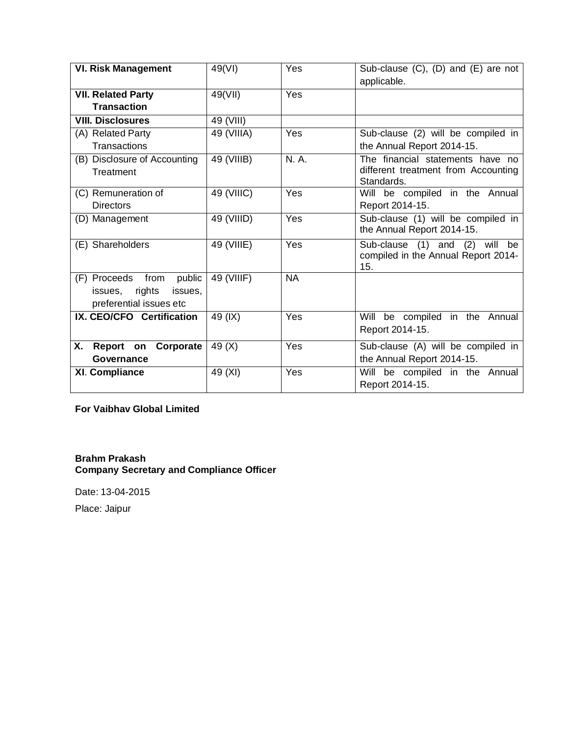| | | | |
|---|---|---|---|
| **VI. Risk Management** | 49(VI) | Yes | Sub-clause (C), (D) and (E) are not applicable. |
| **VII. Related Party Transaction** | 49(VII) | Yes | |
| **VIII. Disclosures** | 49 (VIII) | | |
| (A) Related Party Transactions | 49 (VIIIA) | Yes | Sub-clause (2) will be compiled in the Annual Report 2014-15. |
| (B) Disclosure of Accounting Treatment | 49 (VIIIB) | N. A. | The financial statements have no different treatment from Accounting Standards. |
| (C) Remuneration of Directors | 49 (VIIIC) | Yes | Will be compiled in the Annual Report 2014-15. |
| (D) Management | 49 (VIIID) | Yes | Sub-clause (1) will be compiled in the Annual Report 2014-15. |
| (E) Shareholders | 49 (VIIIE) | Yes | Sub-clause (1) and (2) will be compiled in the Annual Report 2014-15. |
| (F) Proceeds from public issues, rights issues, preferential issues etc | 49 (VIIIF) | NA | |
| **IX. CEO/CFO Certification** | 49 (IX) | Yes | Will be compiled in the Annual Report 2014-15. |
| **X. Report on Corporate Governance** | 49 (X) | Yes | Sub-clause (A) will be compiled in the Annual Report 2014-15. |
| **XI. Compliance** | 49 (XI) | Yes | Will be compiled in the Annual Report 2014-15. |

**For Vaibhav Global Limited**

**Brahm Prakash**
**Company Secretary and Compliance Officer**

Date: 13-04-2015

Place: Jaipur